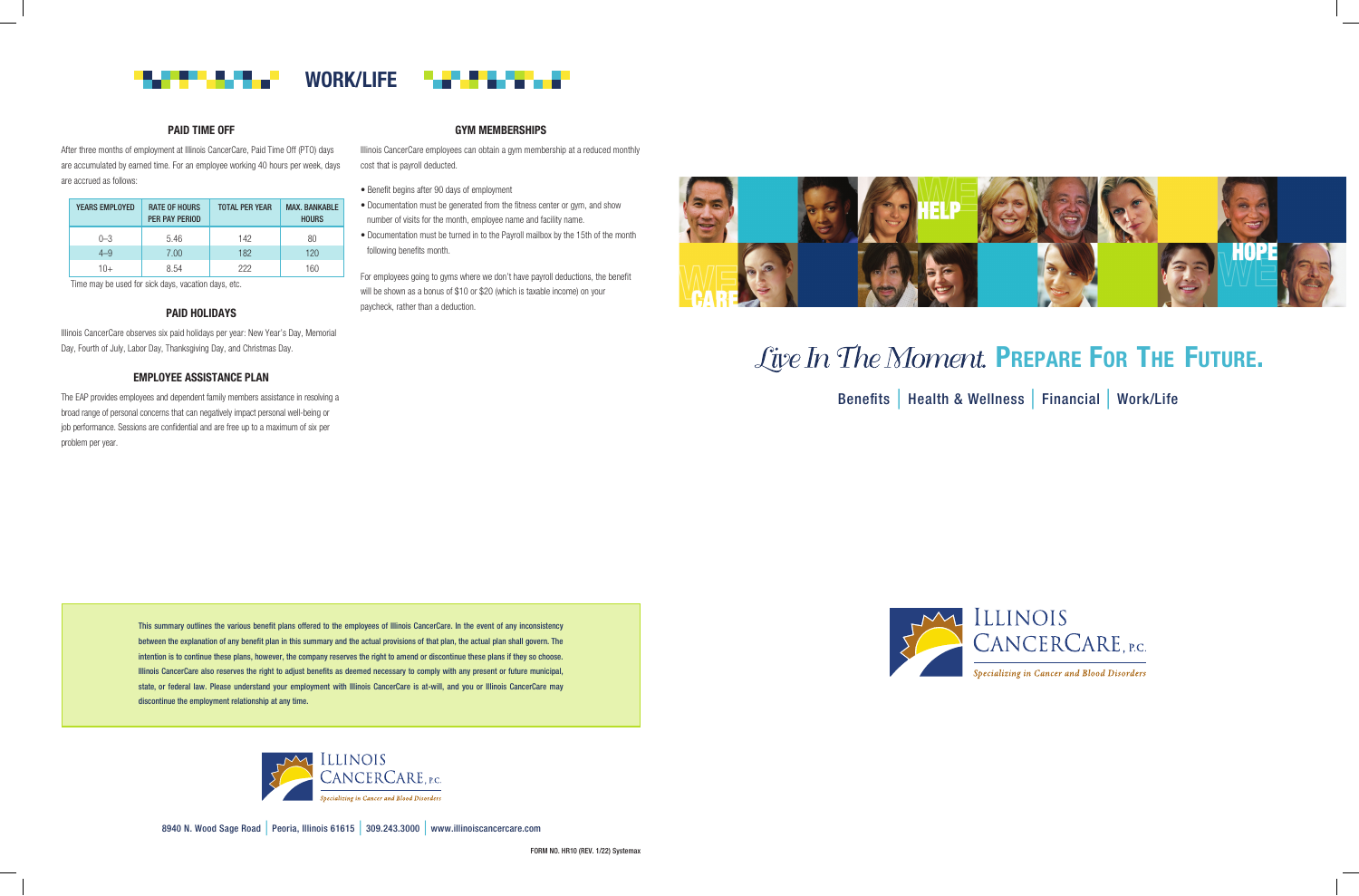# WORK/LIFE

## PAID TIME OFF

After three months of employment at Illinois CancerCare, Paid Time Off (PTO) days are accumulated by earned time. For an employee working 40 hours per week, days are accrued as follows:

| YEARS EMPLOYED | RATE OF HOURS PER PAY PERIOD | TOTAL PER YEAR | MAX. BANKABLE HOURS |
|---|---|---|---|
| 0–3 | 5.46 | 142 | 80 |
| 4–9 | 7.00 | 182 | 120 |
| 10+ | 8.54 | 222 | 160 |

Time may be used for sick days, vacation days, etc.

## PAID HOLIDAYS

Illinois CancerCare observes six paid holidays per year: New Year's Day, Memorial Day, Fourth of July, Labor Day, Thanksgiving Day, and Christmas Day.

## EMPLOYEE ASSISTANCE PLAN

The EAP provides employees and dependent family members assistance in resolving a broad range of personal concerns that can negatively impact personal well-being or job performance. Sessions are confidential and are free up to a maximum of six per problem per year.

## GYM MEMBERSHIPS

Illinois CancerCare employees can obtain a gym membership at a reduced monthly cost that is payroll deducted.

- Benefit begins after 90 days of employment
- Documentation must be generated from the fitness center or gym, and show number of visits for the month, employee name and facility name.
- Documentation must be turned in to the Payroll mailbox by the 15th of the month following benefits month.

For employees going to gyms where we don't have payroll deductions, the benefit will be shown as a bonus of $10 or $20 (which is taxable income) on your paycheck, rather than a deduction.

**This summary outlines the various benefit plans offered to the employees of Illinois CancerCare. In the event of any inconsistency between the explanation of any benefit plan in this summary and the actual provisions of that plan, the actual plan shall govern. The intention is to continue these plans, however, the company reserves the right to amend or discontinue these plans if they so choose. Illinois CancerCare also reserves the right to adjust benefits as deemed necessary to comply with any present or future municipal, state, or federal law. Please understand your employment with Illinois CancerCare is at-will, and you or Illinois CancerCare may discontinue the employment relationship at any time.**

Illinois CancerCare, P.C.
Specializing in Cancer and Blood Disorders

8940 N. Wood Sage Road | Peoria, Illinois 61615 | 309.243.3000 | www.illinoiscancercare.com

FORM NO. HR10 (REV. 1/22) Systemax

WE HELP WE CARE WE HOPE

# *Live In The Moment.* PREPARE FOR THE FUTURE.

Benefits | Health & Wellness | Financial | Work/Life

Illinois CancerCare, P.C.
Specializing in Cancer and Blood Disorders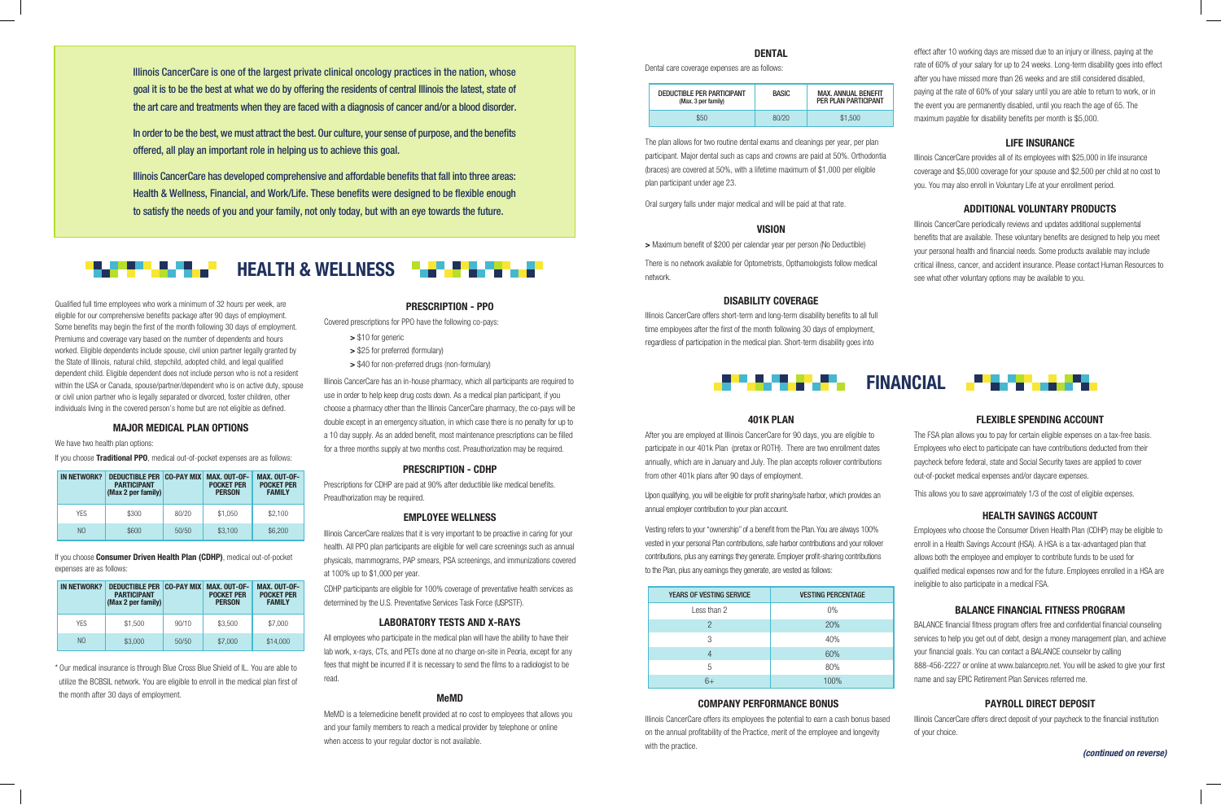Illinois CancerCare is one of the largest private clinical oncology practices in the nation, whose goal it is to be the best at what we do by offering the residents of central Illinois the latest, state of the art care and treatments when they are faced with a diagnosis of cancer and/or a blood disorder.

In order to be the best, we must attract the best. Our culture, your sense of purpose, and the benefits offered, all play an important role in helping us to achieve this goal.

Illinois CancerCare has developed comprehensive and affordable benefits that fall into three areas: Health & Wellness, Financial, and Work/Life. These benefits were designed to be flexible enough to satisfy the needs of you and your family, not only today, but with an eye towards the future.

# HEALTH & WELLNESS

Qualified full time employees who work a minimum of 32 hours per week, are eligible for our comprehensive benefits package after 90 days of employment. Some benefits may begin the first of the month following 30 days of employment. Premiums and coverage vary based on the number of dependents and hours worked. Eligible dependents include spouse, civil union partner legally granted by the State of Illinois, natural child, stepchild, adopted child, and legal qualified dependent child. Eligible dependent does not include person who is not a resident within the USA or Canada, spouse/partner/dependent who is on active duty, spouse or civil union partner who is legally separated or divorced, foster children, other individuals living in the covered person's home but are not eligible as defined.

### MAJOR MEDICAL PLAN OPTIONS

We have two health plan options:

If you choose **Traditional PPO**, medical out-of-pocket expenses are as follows:

| IN NETWORK? | DEDUCTIBLE PER PARTICIPANT (Max 2 per family) | CO-PAY MIX | MAX. OUT-OF-POCKET PER PERSON | MAX. OUT-OF-POCKET PER FAMILY |
|---|---|---|---|---|
| YES | $300 | 80/20 | $1,050 | $2,100 |
| NO | $600 | 50/50 | $3,100 | $6,200 |

If you choose **Consumer Driven Health Plan (CDHP)**, medical out-of-pocket expenses are as follows:

| IN NETWORK? | DEDUCTIBLE PER PARTICIPANT (Max 2 per family) | CO-PAY MIX | MAX. OUT-OF-POCKET PER PERSON | MAX. OUT-OF-POCKET PER FAMILY |
|---|---|---|---|---|
| YES | $1,500 | 90/10 | $3,500 | $7,000 |
| NO | $3,000 | 50/50 | $7,000 | $14,000 |

\* Our medical insurance is through Blue Cross Blue Shield of IL. You are able to utilize the BCBSIL network. You are eligible to enroll in the medical plan first of the month after 30 days of employment.

### PRESCRIPTION - PPO

Covered prescriptions for PPO have the following co-pays:

- $10 for generic
- $25 for preferred (formulary)
- $40 for non-preferred drugs (non-formulary)

Illinois CancerCare has an in-house pharmacy, which all participants are required to use in order to help keep drug costs down. As a medical plan participant, if you choose a pharmacy other than the Illinois CancerCare pharmacy, the co-pays will be double except in an emergency situation, in which case there is no penalty for up to a 10 day supply. As an added benefit, most maintenance prescriptions can be filled for a three months supply at two months cost. Preauthorization may be required.

### PRESCRIPTION - CDHP

Prescriptions for CDHP are paid at 90% after deductible like medical benefits. Preauthorization may be required.

### EMPLOYEE WELLNESS

Illinois CancerCare realizes that it is very important to be proactive in caring for your health. All PPO plan participants are eligible for well care screenings such as annual physicals, mammograms, PAP smears, PSA screenings, and immunizations covered at 100% up to $1,000 per year.

CDHP participants are eligible for 100% coverage of preventative health services as determined by the U.S. Preventative Services Task Force (USPSTF).

### LABORATORY TESTS AND X-RAYS

All employees who participate in the medical plan will have the ability to have their lab work, x-rays, CTs, and PETs done at no charge on-site in Peoria, except for any fees that might be incurred if it is necessary to send the films to a radiologist to be read.

### MeMD

MeMD is a telemedicine benefit provided at no cost to employees that allows you and your family members to reach a medical provider by telephone or online when access to your regular doctor is not available.

### DENTAL

Dental care coverage expenses are as follows:

| DEDUCTIBLE PER PARTICIPANT (Max. 3 per family) | BASIC | MAX. ANNUAL BENEFIT PER PLAN PARTICIPANT |
|---|---|---|
| $50 | 80/20 | $1,500 |

The plan allows for two routine dental exams and cleanings per year, per plan participant. Major dental such as caps and crowns are paid at 50%. Orthodontia (braces) are covered at 50%, with a lifetime maximum of $1,000 per eligible plan participant under age 23.

Oral surgery falls under major medical and will be paid at that rate.

### VISION

- Maximum benefit of $200 per calendar year per person (No Deductible)

There is no network available for Optometrists, Opthamologists follow medical network.

### DISABILITY COVERAGE

Illinois CancerCare offers short-term and long-term disability benefits to all full time employees after the first of the month following 30 days of employment, regardless of participation in the medical plan. Short-term disability goes into effect after 10 working days are missed due to an injury or illness, paying at the rate of 60% of your salary for up to 24 weeks. Long-term disability goes into effect after you have missed more than 26 weeks and are still considered disabled, paying at the rate of 60% of your salary until you are able to return to work, or in the event you are permanently disabled, until you reach the age of 65. The maximum payable for disability benefits per month is $5,000.

### LIFE INSURANCE

Illinois CancerCare provides all of its employees with $25,000 in life insurance coverage and $5,000 coverage for your spouse and $2,500 per child at no cost to you. You may also enroll in Voluntary Life at your enrollment period.

### ADDITIONAL VOLUNTARY PRODUCTS

Illinois CancerCare periodically reviews and updates additional supplemental benefits that are available. These voluntary benefits are designed to help you meet your personal health and financial needs. Some products available may include critical illness, cancer, and accident insurance. Please contact Human Resources to see what other voluntary options may be available to you.

# FINANCIAL

### 401K PLAN

After you are employed at Illinois CancerCare for 90 days, you are eligible to participate in our 401k Plan (pretax or ROTH). There are two enrollment dates annually, which are in January and July. The plan accepts rollover contributions from other 401k plans after 90 days of employment.

Upon qualifying, you will be eligible for profit sharing/safe harbor, which provides an annual employer contribution to your plan account.

Vesting refers to your "ownership" of a benefit from the Plan. You are always 100% vested in your personal Plan contributions, safe harbor contributions and your rollover contributions, plus any earnings they generate. Employer profit-sharing contributions to the Plan, plus any earnings they generate, are vested as follows:

| YEARS OF VESTING SERVICE | VESTING PERCENTAGE |
|---|---|
| Less than 2 | 0% |
| 2 | 20% |
| 3 | 40% |
| 4 | 60% |
| 5 | 80% |
| 6+ | 100% |

### COMPANY PERFORMANCE BONUS

Illinois CancerCare offers its employees the potential to earn a cash bonus based on the annual profitability of the Practice, merit of the employee and longevity with the practice.

### FLEXIBLE SPENDING ACCOUNT

The FSA plan allows you to pay for certain eligible expenses on a tax-free basis. Employees who elect to participate can have contributions deducted from their paycheck before federal, state and Social Security taxes are applied to cover out-of-pocket medical expenses and/or daycare expenses.

This allows you to save approximately 1/3 of the cost of eligible expenses.

### HEALTH SAVINGS ACCOUNT

Employees who choose the Consumer Driven Health Plan (CDHP) may be eligible to enroll in a Health Savings Account (HSA). A HSA is a tax-advantaged plan that allows both the employee and employer to contribute funds to be used for qualified medical expenses now and for the future. Employees enrolled in a HSA are ineligible to also participate in a medical FSA.

### BALANCE FINANCIAL FITNESS PROGRAM

BALANCE financial fitness program offers free and confidential financial counseling services to help you get out of debt, design a money management plan, and achieve your financial goals. You can contact a BALANCE counselor by calling 888-456-2227 or online at www.balancepro.net. You will be asked to give your first name and say EPIC Retirement Plan Services referred me.

### PAYROLL DIRECT DEPOSIT

Illinois CancerCare offers direct deposit of your paycheck to the financial institution of your choice.

***(continued on reverse)***